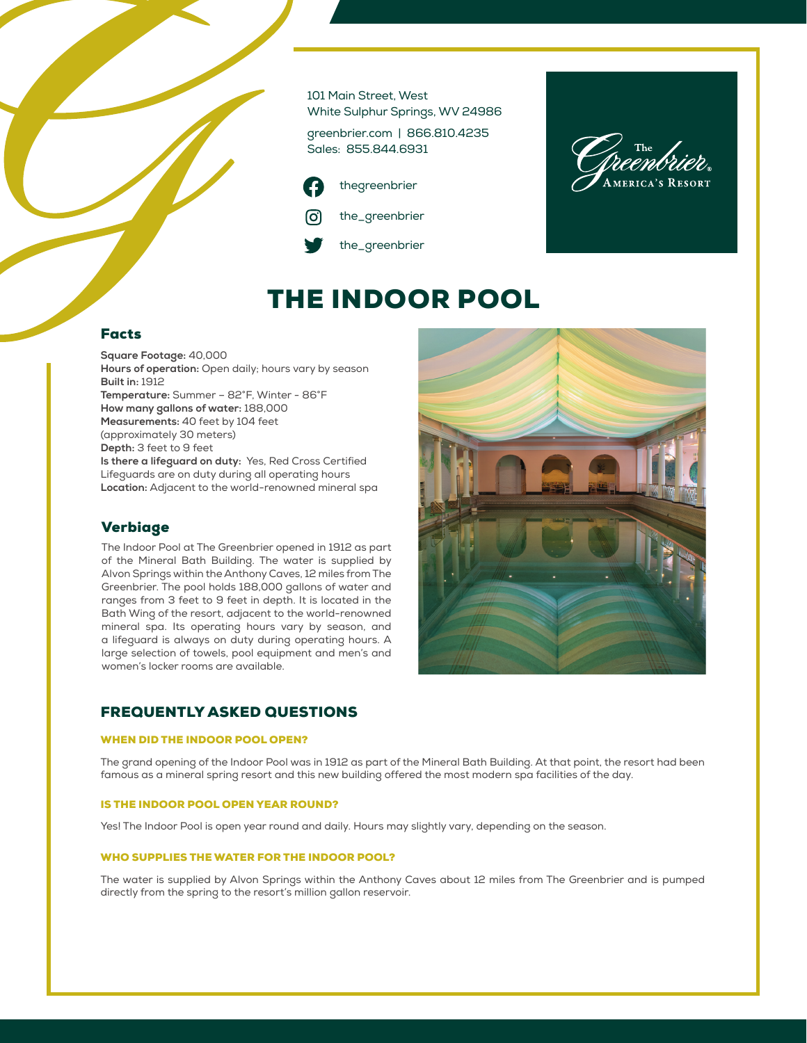101 Main Street, West
White Sulphur Springs, WV 24986

greenbrier.com | 866.810.4235
Sales: 855.844.6931

thegreenbrier

the_greenbrier

the_greenbrier

The Greenbrier
America's Resort

# THE INDOOR POOL

## Facts

**Square Footage:** 40,000
**Hours of operation:** Open daily; hours vary by season
**Built in:** 1912
**Temperature:** Summer – 82°F, Winter - 86°F
**How many gallons of water:** 188,000
**Measurements:** 40 feet by 104 feet (approximately 30 meters)
**Depth:** 3 feet to 9 feet
**Is there a lifeguard on duty:** Yes, Red Cross Certified Lifeguards are on duty during all operating hours
**Location:** Adjacent to the world-renowned mineral spa

## Verbiage

The Indoor Pool at The Greenbrier opened in 1912 as part of the Mineral Bath Building. The water is supplied by Alvon Springs within the Anthony Caves, 12 miles from The Greenbrier. The pool holds 188,000 gallons of water and ranges from 3 feet to 9 feet in depth. It is located in the Bath Wing of the resort, adjacent to the world-renowned mineral spa. Its operating hours vary by season, and a lifeguard is always on duty during operating hours. A large selection of towels, pool equipment and men's and women's locker rooms are available.

## FREQUENTLY ASKED QUESTIONS

### WHEN DID THE INDOOR POOL OPEN?

The grand opening of the Indoor Pool was in 1912 as part of the Mineral Bath Building. At that point, the resort had been famous as a mineral spring resort and this new building offered the most modern spa facilities of the day.

### IS THE INDOOR POOL OPEN YEAR ROUND?

Yes! The Indoor Pool is open year round and daily. Hours may slightly vary, depending on the season.

### WHO SUPPLIES THE WATER FOR THE INDOOR POOL?

The water is supplied by Alvon Springs within the Anthony Caves about 12 miles from The Greenbrier and is pumped directly from the spring to the resort's million gallon reservoir.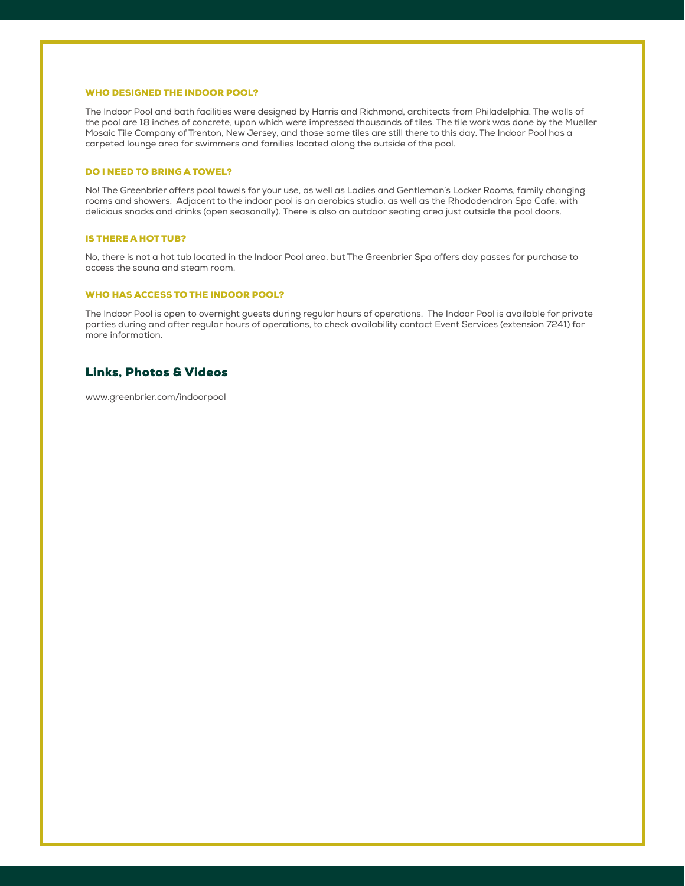### WHO DESIGNED THE INDOOR POOL?

The Indoor Pool and bath facilities were designed by Harris and Richmond, architects from Philadelphia. The walls of the pool are 18 inches of concrete, upon which were impressed thousands of tiles. The tile work was done by the Mueller Mosaic Tile Company of Trenton, New Jersey, and those same tiles are still there to this day. The Indoor Pool has a carpeted lounge area for swimmers and families located along the outside of the pool.

### DO I NEED TO BRING A TOWEL?

No! The Greenbrier offers pool towels for your use, as well as Ladies and Gentleman's Locker Rooms, family changing rooms and showers.  Adjacent to the indoor pool is an aerobics studio, as well as the Rhododendron Spa Cafe, with delicious snacks and drinks (open seasonally). There is also an outdoor seating area just outside the pool doors.

### IS THERE A HOT TUB?

No, there is not a hot tub located in the Indoor Pool area, but The Greenbrier Spa offers day passes for purchase to access the sauna and steam room.

### WHO HAS ACCESS TO THE INDOOR POOL?

The Indoor Pool is open to overnight guests during regular hours of operations.  The Indoor Pool is available for private parties during and after regular hours of operations, to check availability contact Event Services (extension 7241) for more information.

## Links, Photos & Videos

www.greenbrier.com/indoorpool